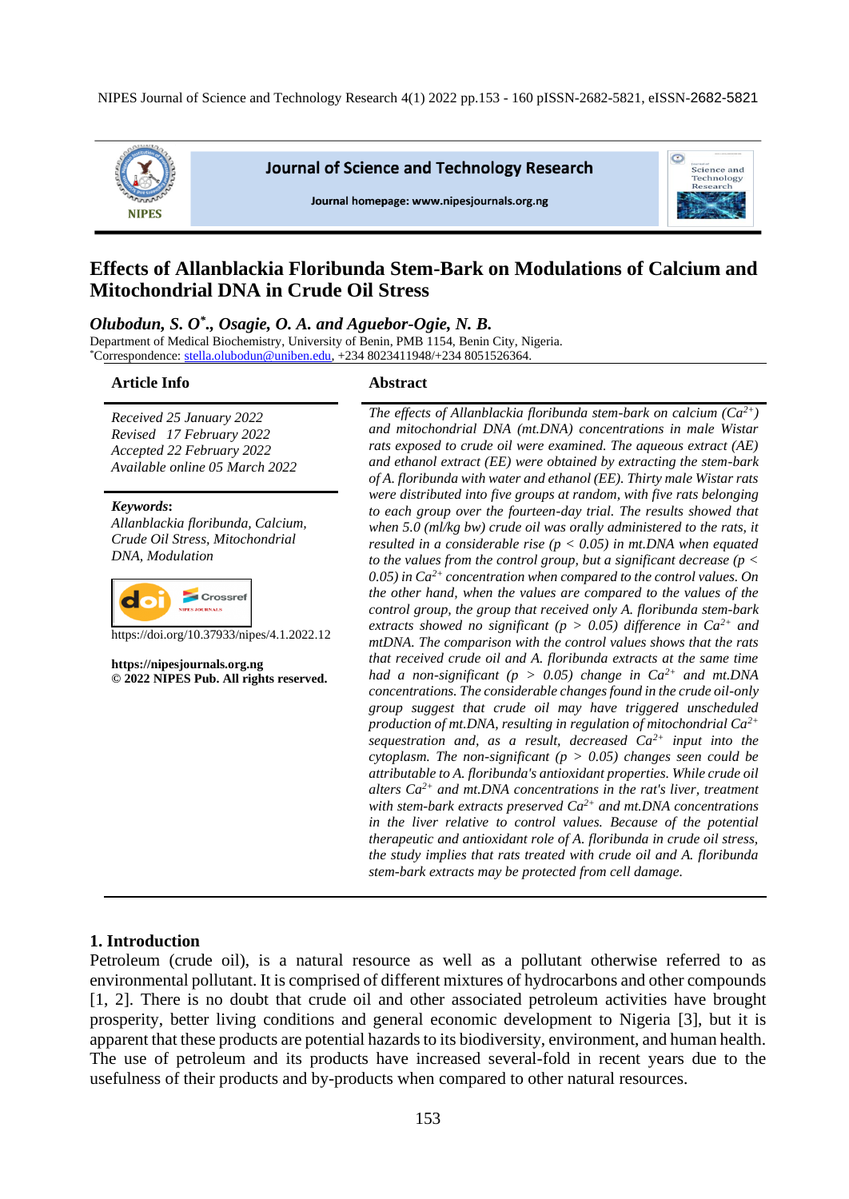# Effects of Allanblackia Floribunda Stem-Bark on Modulations of Calcium and Mitochondrial DNA in Crude Oil Stress

***Olubodun, S. O*., Osagie, O. A. and Aguebor-Ogie, N. B.***

Department of Medical Biochemistry, University of Benin, PMB 1154, Benin City, Nigeria.
*Correspondence: stella.olubodun@uniben.edu, +234 8023411948/+234 8051526364.

### Article Info

*Received 25 January 2022*
*Revised 17 February 2022*
*Accepted 22 February 2022*
*Available online 05 March 2022*

**Keywords**:
*Allanblackia floribunda, Calcium, Crude Oil Stress, Mitochondrial DNA, Modulation*

https://doi.org/10.37933/nipes/4.1.2022.12

**https://nipesjournals.org.ng**
**© 2022 NIPES Pub. All rights reserved.**

### Abstract

*The effects of Allanblackia floribunda stem-bark on calcium ($Ca^{2+}$) and mitochondrial DNA (mt.DNA) concentrations in male Wistar rats exposed to crude oil were examined. The aqueous extract (AE) and ethanol extract (EE) were obtained by extracting the stem-bark of A. floribunda with water and ethanol (EE). Thirty male Wistar rats were distributed into five groups at random, with five rats belonging to each group over the fourteen-day trial. The results showed that when 5.0 (ml/kg bw) crude oil was orally administered to the rats, it resulted in a considerable rise ($p < 0.05$) in mt.DNA when equated to the values from the control group, but a significant decrease ($p < 0.05$) in $Ca^{2+}$ concentration when compared to the control values. On the other hand, when the values are compared to the values of the control group, the group that received only A. floribunda stem-bark extracts showed no significant ($p > 0.05$) difference in $Ca^{2+}$ and mtDNA. The comparison with the control values shows that the rats that received crude oil and A. floribunda extracts at the same time had a non-significant ($p > 0.05$) change in $Ca^{2+}$ and mt.DNA concentrations. The considerable changes found in the crude oil-only group suggest that crude oil may have triggered unscheduled production of mt.DNA, resulting in regulation of mitochondrial $Ca^{2+}$ sequestration and, as a result, decreased $Ca^{2+}$ input into the cytoplasm. The non-significant ($p > 0.05$) changes seen could be attributable to A. floribunda's antioxidant properties. While crude oil alters $Ca^{2+}$ and mt.DNA concentrations in the rat's liver, treatment with stem-bark extracts preserved $Ca^{2+}$ and mt.DNA concentrations in the liver relative to control values. Because of the potential therapeutic and antioxidant role of A. floribunda in crude oil stress, the study implies that rats treated with crude oil and A. floribunda stem-bark extracts may be protected from cell damage.*

## 1. Introduction

Petroleum (crude oil), is a natural resource as well as a pollutant otherwise referred to as environmental pollutant. It is comprised of different mixtures of hydrocarbons and other compounds [1, 2]. There is no doubt that crude oil and other associated petroleum activities have brought prosperity, better living conditions and general economic development to Nigeria [3], but it is apparent that these products are potential hazards to its biodiversity, environment, and human health. The use of petroleum and its products have increased several-fold in recent years due to the usefulness of their products and by-products when compared to other natural resources.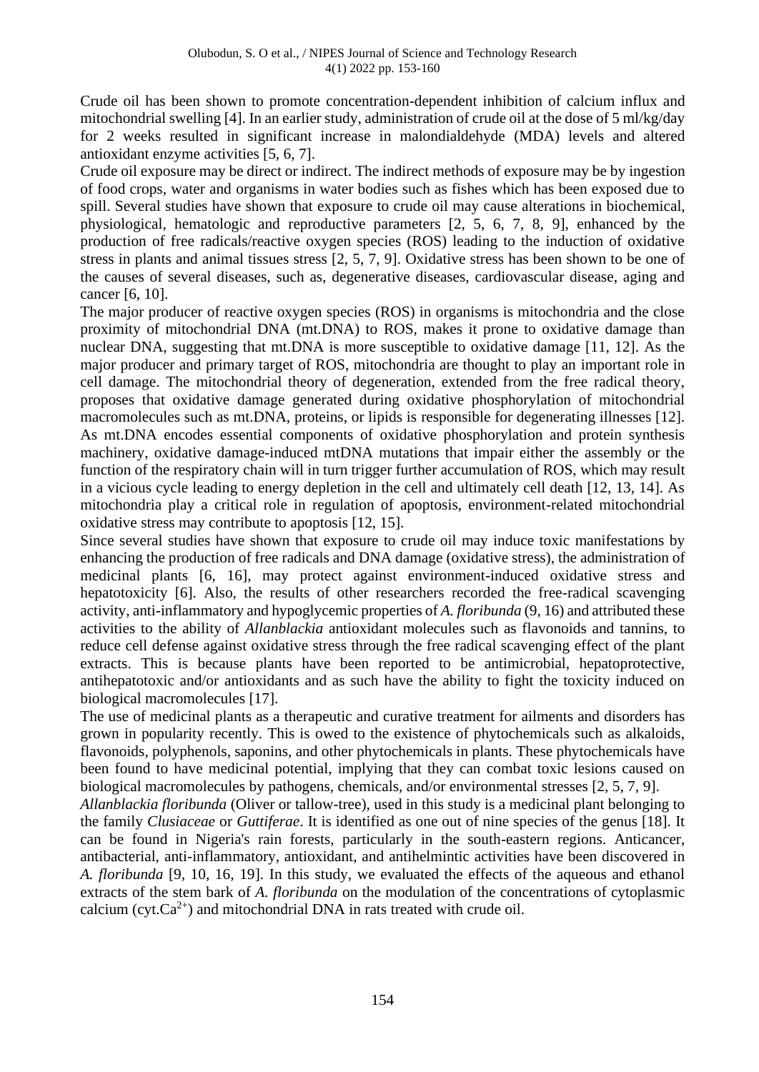Crude oil has been shown to promote concentration-dependent inhibition of calcium influx and mitochondrial swelling [4]. In an earlier study, administration of crude oil at the dose of 5 ml/kg/day for 2 weeks resulted in significant increase in malondialdehyde (MDA) levels and altered antioxidant enzyme activities [5, 6, 7].

Crude oil exposure may be direct or indirect. The indirect methods of exposure may be by ingestion of food crops, water and organisms in water bodies such as fishes which has been exposed due to spill. Several studies have shown that exposure to crude oil may cause alterations in biochemical, physiological, hematologic and reproductive parameters [2, 5, 6, 7, 8, 9], enhanced by the production of free radicals/reactive oxygen species (ROS) leading to the induction of oxidative stress in plants and animal tissues stress [2, 5, 7, 9]. Oxidative stress has been shown to be one of the causes of several diseases, such as, degenerative diseases, cardiovascular disease, aging and cancer [6, 10].

The major producer of reactive oxygen species (ROS) in organisms is mitochondria and the close proximity of mitochondrial DNA (mt.DNA) to ROS, makes it prone to oxidative damage than nuclear DNA, suggesting that mt.DNA is more susceptible to oxidative damage [11, 12]. As the major producer and primary target of ROS, mitochondria are thought to play an important role in cell damage. The mitochondrial theory of degeneration, extended from the free radical theory, proposes that oxidative damage generated during oxidative phosphorylation of mitochondrial macromolecules such as mt.DNA, proteins, or lipids is responsible for degenerating illnesses [12]. As mt.DNA encodes essential components of oxidative phosphorylation and protein synthesis machinery, oxidative damage-induced mtDNA mutations that impair either the assembly or the function of the respiratory chain will in turn trigger further accumulation of ROS, which may result in a vicious cycle leading to energy depletion in the cell and ultimately cell death [12, 13, 14]. As mitochondria play a critical role in regulation of apoptosis, environment-related mitochondrial oxidative stress may contribute to apoptosis [12, 15].

Since several studies have shown that exposure to crude oil may induce toxic manifestations by enhancing the production of free radicals and DNA damage (oxidative stress), the administration of medicinal plants [6, 16], may protect against environment-induced oxidative stress and hepatotoxicity [6]. Also, the results of other researchers recorded the free-radical scavenging activity, anti-inflammatory and hypoglycemic properties of *A. floribunda* (9, 16) and attributed these activities to the ability of *Allanblackia* antioxidant molecules such as flavonoids and tannins, to reduce cell defense against oxidative stress through the free radical scavenging effect of the plant extracts. This is because plants have been reported to be antimicrobial, hepatoprotective, antihepatotoxic and/or antioxidants and as such have the ability to fight the toxicity induced on biological macromolecules [17].

The use of medicinal plants as a therapeutic and curative treatment for ailments and disorders has grown in popularity recently. This is owed to the existence of phytochemicals such as alkaloids, flavonoids, polyphenols, saponins, and other phytochemicals in plants. These phytochemicals have been found to have medicinal potential, implying that they can combat toxic lesions caused on biological macromolecules by pathogens, chemicals, and/or environmental stresses [2, 5, 7, 9].

*Allanblackia floribunda* (Oliver or tallow-tree), used in this study is a medicinal plant belonging to the family *Clusiaceae* or *Guttiferae*. It is identified as one out of nine species of the genus [18]. It can be found in Nigeria's rain forests, particularly in the south-eastern regions. Anticancer, antibacterial, anti-inflammatory, antioxidant, and antihelmintic activities have been discovered in *A. floribunda* [9, 10, 16, 19]. In this study, we evaluated the effects of the aqueous and ethanol extracts of the stem bark of *A. floribunda* on the modulation of the concentrations of cytoplasmic calcium (cyt.$Ca^{2+}$) and mitochondrial DNA in rats treated with crude oil.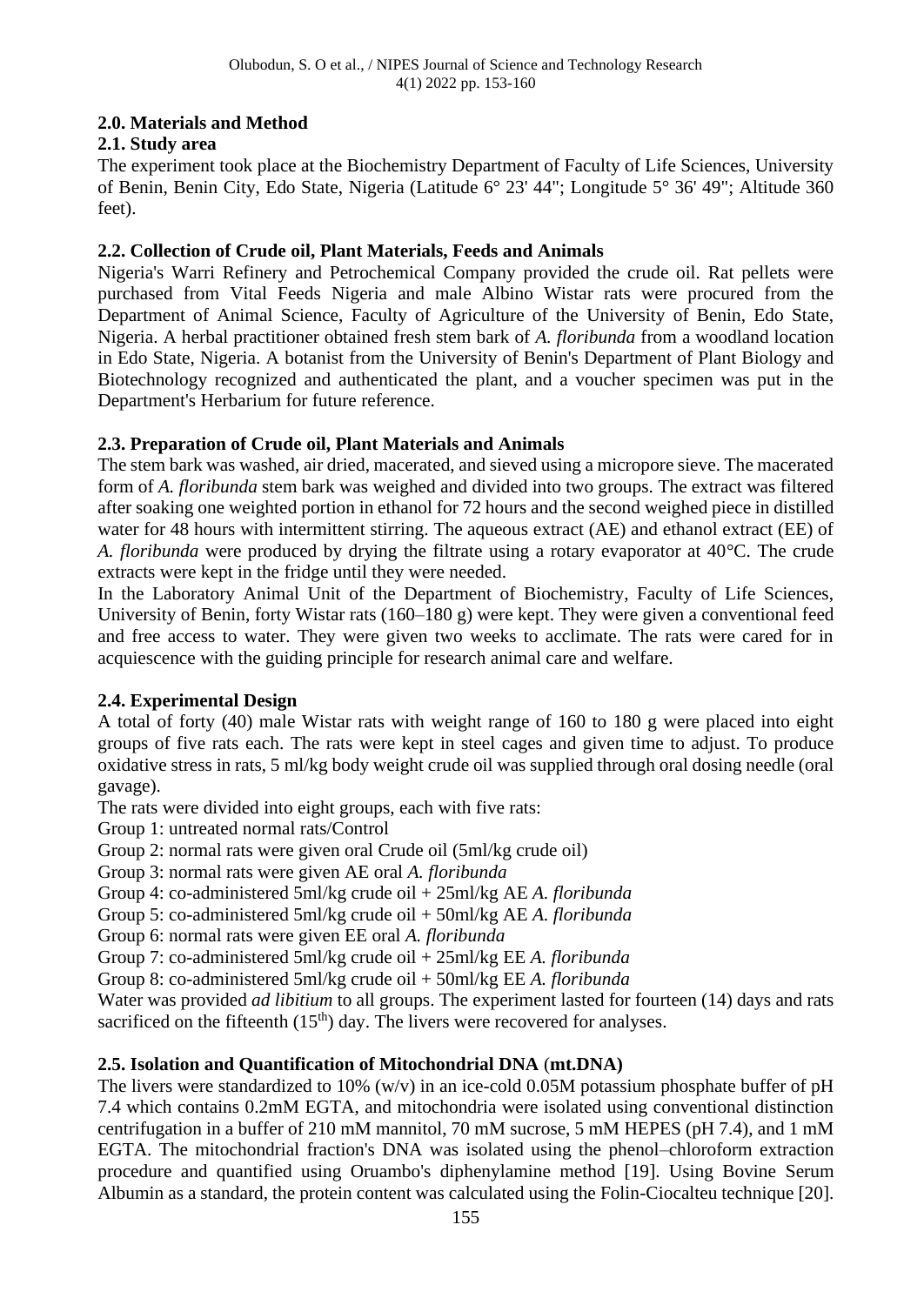## 2.0. Materials and Method

### 2.1. Study area

The experiment took place at the Biochemistry Department of Faculty of Life Sciences, University of Benin, Benin City, Edo State, Nigeria (Latitude 6° 23' 44"; Longitude 5° 36' 49"; Altitude 360 feet).

### 2.2. Collection of Crude oil, Plant Materials, Feeds and Animals

Nigeria's Warri Refinery and Petrochemical Company provided the crude oil. Rat pellets were purchased from Vital Feeds Nigeria and male Albino Wistar rats were procured from the Department of Animal Science, Faculty of Agriculture of the University of Benin, Edo State, Nigeria. A herbal practitioner obtained fresh stem bark of *A. floribunda* from a woodland location in Edo State, Nigeria. A botanist from the University of Benin's Department of Plant Biology and Biotechnology recognized and authenticated the plant, and a voucher specimen was put in the Department's Herbarium for future reference.

### 2.3. Preparation of Crude oil, Plant Materials and Animals

The stem bark was washed, air dried, macerated, and sieved using a micropore sieve. The macerated form of *A. floribunda* stem bark was weighed and divided into two groups. The extract was filtered after soaking one weighted portion in ethanol for 72 hours and the second weighed piece in distilled water for 48 hours with intermittent stirring. The aqueous extract (AE) and ethanol extract (EE) of *A. floribunda* were produced by drying the filtrate using a rotary evaporator at 40°C. The crude extracts were kept in the fridge until they were needed.

In the Laboratory Animal Unit of the Department of Biochemistry, Faculty of Life Sciences, University of Benin, forty Wistar rats (160–180 g) were kept. They were given a conventional feed and free access to water. They were given two weeks to acclimate. The rats were cared for in acquiescence with the guiding principle for research animal care and welfare.

### 2.4. Experimental Design

A total of forty (40) male Wistar rats with weight range of 160 to 180 g were placed into eight groups of five rats each. The rats were kept in steel cages and given time to adjust. To produce oxidative stress in rats, 5 ml/kg body weight crude oil was supplied through oral dosing needle (oral gavage).

The rats were divided into eight groups, each with five rats:

Group 1: untreated normal rats/Control

Group 2: normal rats were given oral Crude oil (5ml/kg crude oil)

Group 3: normal rats were given AE oral *A. floribunda*

Group 4: co-administered 5ml/kg crude oil + 25ml/kg AE *A. floribunda*

Group 5: co-administered 5ml/kg crude oil + 50ml/kg AE *A. floribunda*

Group 6: normal rats were given EE oral *A. floribunda*

Group 7: co-administered 5ml/kg crude oil + 25ml/kg EE *A. floribunda*

Group 8: co-administered 5ml/kg crude oil + 50ml/kg EE *A. floribunda*

Water was provided *ad libitium* to all groups. The experiment lasted for fourteen (14) days and rats sacrificed on the fifteenth (15$^{th}$) day. The livers were recovered for analyses.

### 2.5. Isolation and Quantification of Mitochondrial DNA (mt.DNA)

The livers were standardized to 10% (w/v) in an ice-cold 0.05M potassium phosphate buffer of pH 7.4 which contains 0.2mM EGTA, and mitochondria were isolated using conventional distinction centrifugation in a buffer of 210 mM mannitol, 70 mM sucrose, 5 mM HEPES (pH 7.4), and 1 mM EGTA. The mitochondrial fraction's DNA was isolated using the phenol–chloroform extraction procedure and quantified using Oruambo's diphenylamine method [19]. Using Bovine Serum Albumin as a standard, the protein content was calculated using the Folin-Ciocalteu technique [20].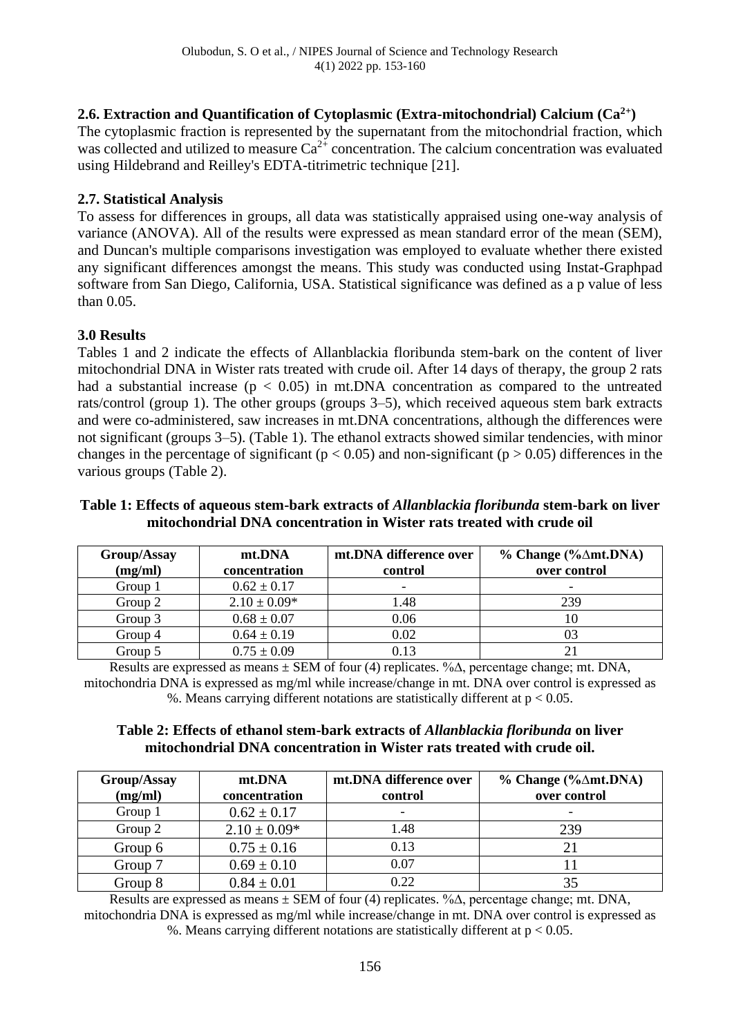### 2.6. Extraction and Quantification of Cytoplasmic (Extra-mitochondrial) Calcium ($Ca^{2+}$)

The cytoplasmic fraction is represented by the supernatant from the mitochondrial fraction, which was collected and utilized to measure $Ca^{2+}$ concentration. The calcium concentration was evaluated using Hildebrand and Reilley's EDTA-titrimetric technique [21].

### 2.7. Statistical Analysis

To assess for differences in groups, all data was statistically appraised using one-way analysis of variance (ANOVA). All of the results were expressed as mean standard error of the mean (SEM), and Duncan's multiple comparisons investigation was employed to evaluate whether there existed any significant differences amongst the means. This study was conducted using Instat-Graphpad software from San Diego, California, USA. Statistical significance was defined as a p value of less than 0.05.

## 3.0 Results

Tables 1 and 2 indicate the effects of Allanblackia floribunda stem-bark on the content of liver mitochondrial DNA in Wister rats treated with crude oil. After 14 days of therapy, the group 2 rats had a substantial increase ($p < 0.05$) in mt.DNA concentration as compared to the untreated rats/control (group 1). The other groups (groups 3–5), which received aqueous stem bark extracts and were co-administered, saw increases in mt.DNA concentrations, although the differences were not significant (groups 3–5). (Table 1). The ethanol extracts showed similar tendencies, with minor changes in the percentage of significant ($p < 0.05$) and non-significant ($p > 0.05$) differences in the various groups (Table 2).

**Table 1: Effects of aqueous stem-bark extracts of *Allanblackia floribunda* stem-bark on liver mitochondrial DNA concentration in Wister rats treated with crude oil**

| Group/Assay (mg/ml) | mt.DNA concentration | mt.DNA difference over control | % Change (%∆mt.DNA) over control |
|---|---|---|---|
| Group 1 | 0.62 ± 0.17 | - | - |
| Group 2 | 2.10 ± 0.09* | 1.48 | 239 |
| Group 3 | 0.68 ± 0.07 | 0.06 | 10 |
| Group 4 | 0.64 ± 0.19 | 0.02 | 03 |
| Group 5 | 0.75 ± 0.09 | 0.13 | 21 |

Results are expressed as means ± SEM of four (4) replicates. %∆, percentage change; mt. DNA, mitochondria DNA is expressed as mg/ml while increase/change in mt. DNA over control is expressed as %. Means carrying different notations are statistically different at $p < 0.05$.

**Table 2: Effects of ethanol stem-bark extracts of *Allanblackia floribunda* on liver mitochondrial DNA concentration in Wister rats treated with crude oil.**

| Group/Assay (mg/ml) | mt.DNA concentration | mt.DNA difference over control | % Change (%∆mt.DNA) over control |
|---|---|---|---|
| Group 1 | 0.62 ± 0.17 | - | - |
| Group 2 | 2.10 ± 0.09* | 1.48 | 239 |
| Group 6 | 0.75 ± 0.16 | 0.13 | 21 |
| Group 7 | 0.69 ± 0.10 | 0.07 | 11 |
| Group 8 | 0.84 ± 0.01 | 0.22 | 35 |

Results are expressed as means ± SEM of four (4) replicates. %∆, percentage change; mt. DNA, mitochondria DNA is expressed as mg/ml while increase/change in mt. DNA over control is expressed as %. Means carrying different notations are statistically different at $p < 0.05$.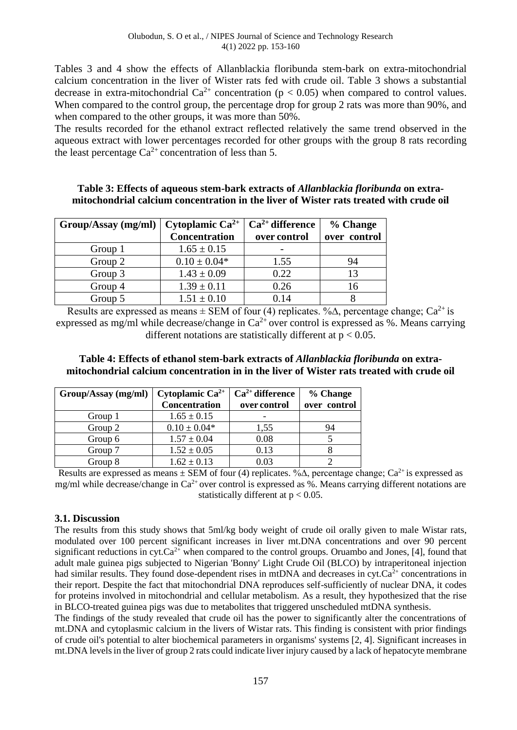Tables 3 and 4 show the effects of Allanblackia floribunda stem-bark on extra-mitochondrial calcium concentration in the liver of Wister rats fed with crude oil. Table 3 shows a substantial decrease in extra-mitochondrial $Ca^{2+}$ concentration ($p < 0.05$) when compared to control values. When compared to the control group, the percentage drop for group 2 rats was more than 90%, and when compared to the other groups, it was more than 50%.

The results recorded for the ethanol extract reflected relatively the same trend observed in the aqueous extract with lower percentages recorded for other groups with the group 8 rats recording the least percentage $Ca^{2+}$ concentration of less than 5.

**Table 3: Effects of aqueous stem-bark extracts of *Allanblackia floribunda* on extra-mitochondrial calcium concentration in the liver of Wister rats treated with crude oil**

| Group/Assay (mg/ml) | Cytoplamic $Ca^{2+}$ Concentration | $Ca^{2+}$ difference over control | % Change over control |
|---|---|---|---|
| Group 1 | 1.65 ± 0.15 | - | |
| Group 2 | 0.10 ± 0.04* | 1.55 | 94 |
| Group 3 | 1.43 ± 0.09 | 0.22 | 13 |
| Group 4 | 1.39 ± 0.11 | 0.26 | 16 |
| Group 5 | 1.51 ± 0.10 | 0.14 | 8 |

Results are expressed as means ± SEM of four (4) replicates. %Δ, percentage change; $Ca^{2+}$ is expressed as mg/ml while decrease/change in $Ca^{2+}$ over control is expressed as %. Means carrying different notations are statistically different at $p < 0.05$.

**Table 4: Effects of ethanol stem-bark extracts of *Allanblackia floribunda* on extra-mitochondrial calcium concentration in in the liver of Wister rats treated with crude oil**

| Group/Assay (mg/ml) | Cytoplamic $Ca^{2+}$ Concentration | $Ca^{2+}$ difference over control | % Change over control |
|---|---|---|---|
| Group 1 | 1.65 ± 0.15 | - | |
| Group 2 | 0.10 ± 0.04* | 1,55 | 94 |
| Group 6 | 1.57 ± 0.04 | 0.08 | 5 |
| Group 7 | 1.52 ± 0.05 | 0.13 | 8 |
| Group 8 | 1.62 ± 0.13 | 0.03 | 2 |

Results are expressed as means ± SEM of four (4) replicates. %Δ, percentage change; $Ca^{2+}$ is expressed as mg/ml while decrease/change in $Ca^{2+}$ over control is expressed as %. Means carrying different notations are statistically different at $p < 0.05$.

### 3.1. Discussion

The results from this study shows that 5ml/kg body weight of crude oil orally given to male Wistar rats, modulated over 100 percent significant increases in liver mt.DNA concentrations and over 90 percent significant reductions in cyt.$Ca^{2+}$ when compared to the control groups. Oruambo and Jones, [4], found that adult male guinea pigs subjected to Nigerian 'Bonny' Light Crude Oil (BLCO) by intraperitoneal injection had similar results. They found dose-dependent rises in mtDNA and decreases in cyt.$Ca^{2+}$ concentrations in their report. Despite the fact that mitochondrial DNA reproduces self-sufficiently of nuclear DNA, it codes for proteins involved in mitochondrial and cellular metabolism. As a result, they hypothesized that the rise in BLCO-treated guinea pigs was due to metabolites that triggered unscheduled mtDNA synthesis.

The findings of the study revealed that crude oil has the power to significantly alter the concentrations of mt.DNA and cytoplasmic calcium in the livers of Wistar rats. This finding is consistent with prior findings of crude oil's potential to alter biochemical parameters in organisms' systems [2, 4]. Significant increases in mt.DNA levels in the liver of group 2 rats could indicate liver injury caused by a lack of hepatocyte membrane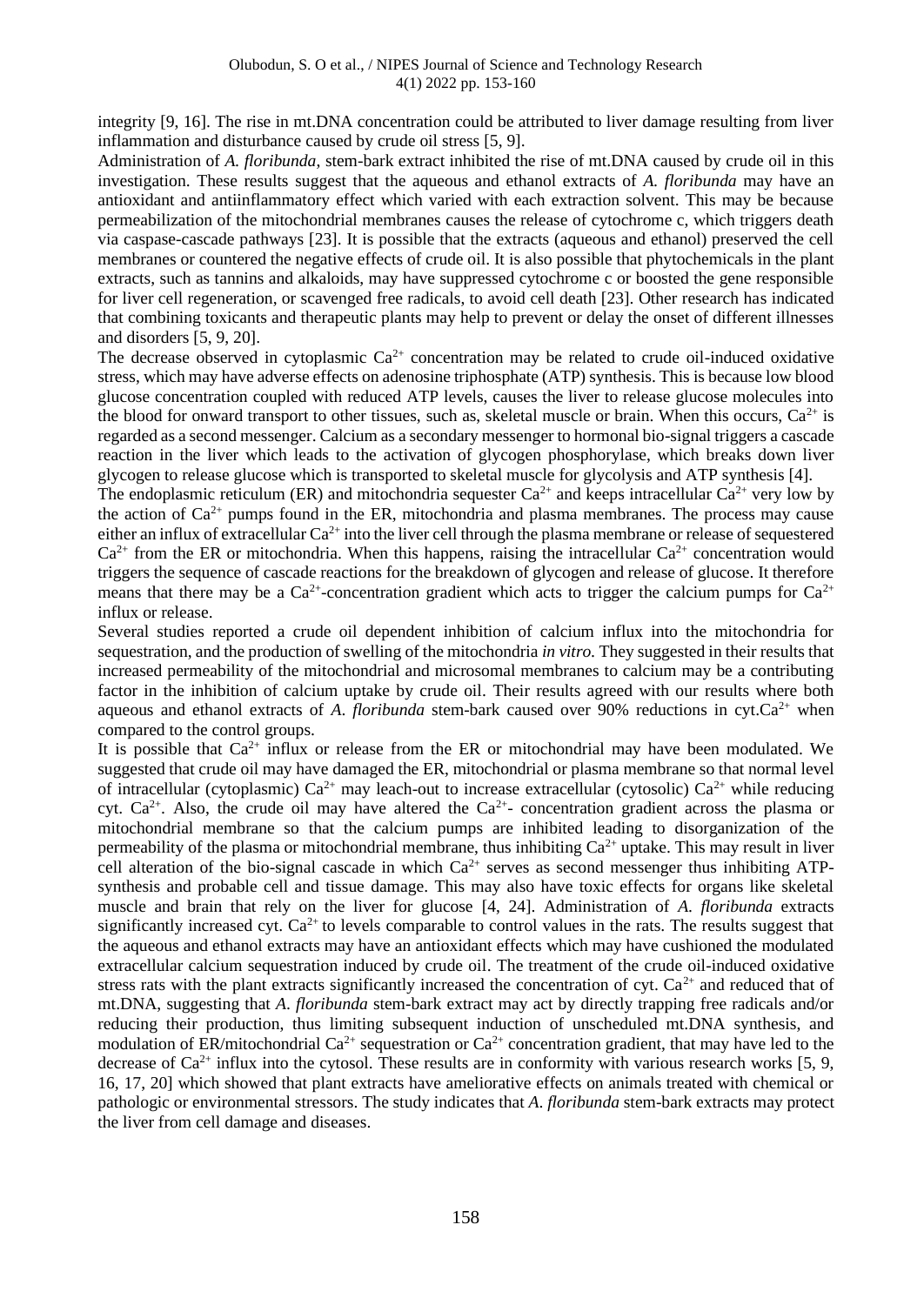integrity [9, 16]. The rise in mt.DNA concentration could be attributed to liver damage resulting from liver inflammation and disturbance caused by crude oil stress [5, 9].

Administration of *A. floribunda*, stem-bark extract inhibited the rise of mt.DNA caused by crude oil in this investigation. These results suggest that the aqueous and ethanol extracts of *A. floribunda* may have an antioxidant and antiinflammatory effect which varied with each extraction solvent. This may be because permeabilization of the mitochondrial membranes causes the release of cytochrome c, which triggers death via caspase-cascade pathways [23]. It is possible that the extracts (aqueous and ethanol) preserved the cell membranes or countered the negative effects of crude oil. It is also possible that phytochemicals in the plant extracts, such as tannins and alkaloids, may have suppressed cytochrome c or boosted the gene responsible for liver cell regeneration, or scavenged free radicals, to avoid cell death [23]. Other research has indicated that combining toxicants and therapeutic plants may help to prevent or delay the onset of different illnesses and disorders [5, 9, 20].

The decrease observed in cytoplasmic $Ca^{2+}$ concentration may be related to crude oil-induced oxidative stress, which may have adverse effects on adenosine triphosphate (ATP) synthesis. This is because low blood glucose concentration coupled with reduced ATP levels, causes the liver to release glucose molecules into the blood for onward transport to other tissues, such as, skeletal muscle or brain. When this occurs, $Ca^{2+}$ is regarded as a second messenger. Calcium as a secondary messenger to hormonal bio-signal triggers a cascade reaction in the liver which leads to the activation of glycogen phosphorylase, which breaks down liver glycogen to release glucose which is transported to skeletal muscle for glycolysis and ATP synthesis [4].

The endoplasmic reticulum (ER) and mitochondria sequester $Ca^{2+}$ and keeps intracellular $Ca^{2+}$ very low by the action of $Ca^{2+}$ pumps found in the ER, mitochondria and plasma membranes. The process may cause either an influx of extracellular $Ca^{2+}$ into the liver cell through the plasma membrane or release of sequestered $Ca^{2+}$ from the ER or mitochondria. When this happens, raising the intracellular $Ca^{2+}$ concentration would triggers the sequence of cascade reactions for the breakdown of glycogen and release of glucose. It therefore means that there may be a $Ca^{2+}$-concentration gradient which acts to trigger the calcium pumps for $Ca^{2+}$ influx or release.

Several studies reported a crude oil dependent inhibition of calcium influx into the mitochondria for sequestration, and the production of swelling of the mitochondria *in vitro*. They suggested in their results that increased permeability of the mitochondrial and microsomal membranes to calcium may be a contributing factor in the inhibition of calcium uptake by crude oil. Their results agreed with our results where both aqueous and ethanol extracts of *A. floribunda* stem-bark caused over 90% reductions in cyt.$Ca^{2+}$ when compared to the control groups.

It is possible that $Ca^{2+}$ influx or release from the ER or mitochondrial may have been modulated. We suggested that crude oil may have damaged the ER, mitochondrial or plasma membrane so that normal level of intracellular (cytoplasmic) $Ca^{2+}$ may leach-out to increase extracellular (cytosolic) $Ca^{2+}$ while reducing cyt. $Ca^{2+}$. Also, the crude oil may have altered the $Ca^{2+}$- concentration gradient across the plasma or mitochondrial membrane so that the calcium pumps are inhibited leading to disorganization of the permeability of the plasma or mitochondrial membrane, thus inhibiting $Ca^{2+}$ uptake. This may result in liver cell alteration of the bio-signal cascade in which $Ca^{2+}$ serves as second messenger thus inhibiting ATP-synthesis and probable cell and tissue damage. This may also have toxic effects for organs like skeletal muscle and brain that rely on the liver for glucose [4, 24]. Administration of *A. floribunda* extracts significantly increased cyt. $Ca^{2+}$ to levels comparable to control values in the rats. The results suggest that the aqueous and ethanol extracts may have an antioxidant effects which may have cushioned the modulated extracellular calcium sequestration induced by crude oil. The treatment of the crude oil-induced oxidative stress rats with the plant extracts significantly increased the concentration of cyt. $Ca^{2+}$ and reduced that of mt.DNA, suggesting that *A. floribunda* stem-bark extract may act by directly trapping free radicals and/or reducing their production, thus limiting subsequent induction of unscheduled mt.DNA synthesis, and modulation of ER/mitochondrial $Ca^{2+}$ sequestration or $Ca^{2+}$ concentration gradient, that may have led to the decrease of $Ca^{2+}$ influx into the cytosol. These results are in conformity with various research works [5, 9, 16, 17, 20] which showed that plant extracts have ameliorative effects on animals treated with chemical or pathologic or environmental stressors. The study indicates that *A. floribunda* stem-bark extracts may protect the liver from cell damage and diseases.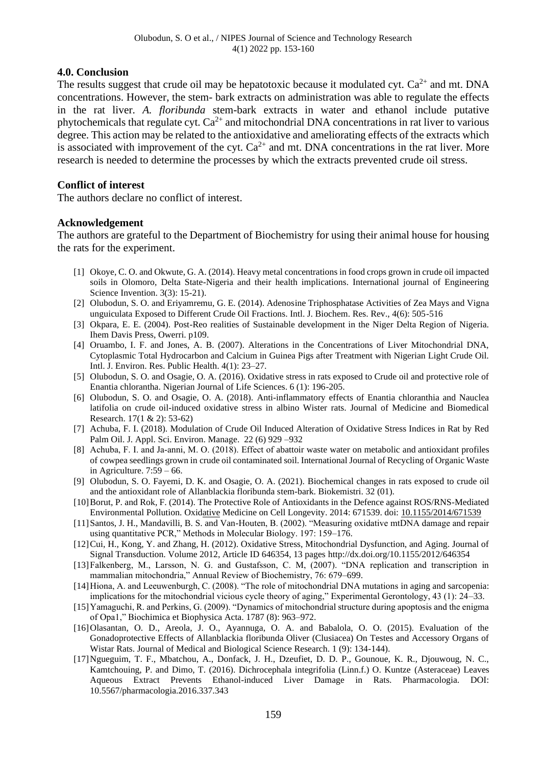## 4.0. Conclusion

The results suggest that crude oil may be hepatotoxic because it modulated cyt. $Ca^{2+}$ and mt. DNA concentrations. However, the stem- bark extracts on administration was able to regulate the effects in the rat liver. *A. floribunda* stem-bark extracts in water and ethanol include putative phytochemicals that regulate cyt. $Ca^{2+}$ and mitochondrial DNA concentrations in rat liver to various degree. This action may be related to the antioxidative and ameliorating effects of the extracts which is associated with improvement of the cyt. $Ca^{2+}$ and mt. DNA concentrations in the rat liver. More research is needed to determine the processes by which the extracts prevented crude oil stress.

### Conflict of interest

The authors declare no conflict of interest.

### Acknowledgement

The authors are grateful to the Department of Biochemistry for using their animal house for housing the rats for the experiment.

[1] Okoye, C. O. and Okwute, G. A. (2014). Heavy metal concentrations in food crops grown in crude oil impacted soils in Olomoro, Delta State-Nigeria and their health implications. International journal of Engineering Science Invention. 3(3): 15-21).

[2] Olubodun, S. O. and Eriyamremu, G. E. (2014). Adenosine Triphosphatase Activities of Zea Mays and Vigna unguiculata Exposed to Different Crude Oil Fractions. Intl. J. Biochem. Res. Rev., 4(6): 505-516

[3] Okpara, E. E. (2004). Post-Reo realities of Sustainable development in the Niger Delta Region of Nigeria. Ihem Davis Press, Owerri. p109.

[4] Oruambo, I. F. and Jones, A. B. (2007). Alterations in the Concentrations of Liver Mitochondrial DNA, Cytoplasmic Total Hydrocarbon and Calcium in Guinea Pigs after Treatment with Nigerian Light Crude Oil. Intl. J. Environ. Res. Public Health. 4(1): 23–27.

[5] Olubodun, S. O. and Osagie, O. A. (2016). Oxidative stress in rats exposed to Crude oil and protective role of Enantia chlorantha. Nigerian Journal of Life Sciences. 6 (1): 196-205.

[6] Olubodun, S. O. and Osagie, O. A. (2018). Anti-inflammatory effects of Enantia chloranthia and Nauclea latifolia on crude oil-induced oxidative stress in albino Wister rats. Journal of Medicine and Biomedical Research. 17(1 & 2): 53-62)

[7] Achuba, F. I. (2018). Modulation of Crude Oil Induced Alteration of Oxidative Stress Indices in Rat by Red Palm Oil. J. Appl. Sci. Environ. Manage. 22 (6) 929 –932

[8] Achuba, F. I. and Ja-anni, M. O. (2018). Effect of abattoir waste water on metabolic and antioxidant profiles of cowpea seedlings grown in crude oil contaminated soil. International Journal of Recycling of Organic Waste in Agriculture. 7:59 – 66.

[9] Olubodun, S. O. Fayemi, D. K. and Osagie, O. A. (2021). Biochemical changes in rats exposed to crude oil and the antioxidant role of Allanblackia floribunda stem-bark. Biokemistri. 32 (01).

[10] Borut, P. and Rok, F. (2014). The Protective Role of Antioxidants in the Defence against ROS/RNS-Mediated Environmental Pollution. Oxidative Medicine on Cell Longevity. 2014: 671539. doi: 10.1155/2014/671539

[11] Santos, J. H., Mandavilli, B. S. and Van-Houten, B. (2002). "Measuring oxidative mtDNA damage and repair using quantitative PCR," Methods in Molecular Biology. 197: 159–176.

[12] Cui, H., Kong, Y. and Zhang, H. (2012). Oxidative Stress, Mitochondrial Dysfunction, and Aging. Journal of Signal Transduction. Volume 2012, Article ID 646354, 13 pages http://dx.doi.org/10.1155/2012/646354

[13] Falkenberg, M., Larsson, N. G. and Gustafsson, C. M, (2007). "DNA replication and transcription in mammalian mitochondria," Annual Review of Biochemistry, 76: 679–699.

[14] Hiona, A. and Leeuwenburgh, C. (2008). "The role of mitochondrial DNA mutations in aging and sarcopenia: implications for the mitochondrial vicious cycle theory of aging," Experimental Gerontology, 43 (1): 24–33.

[15] Yamaguchi, R. and Perkins, G. (2009). "Dynamics of mitochondrial structure during apoptosis and the enigma of Opa1," Biochimica et Biophysica Acta. 1787 (8): 963–972.

[16] Olasantan, O. D., Areola, J. O., Ayannuga, O. A. and Babalola, O. O. (2015). Evaluation of the Gonadoprotective Effects of Allanblackia floribunda Oliver (Clusiacea) On Testes and Accessory Organs of Wistar Rats. Journal of Medical and Biological Science Research. 1 (9): 134-144).

[17] Ngueguim, T. F., Mbatchou, A., Donfack, J. H., Dzeufiet, D. D. P., Gounoue, K. R., Djouwoug, N. C., Kamtchouing, P. and Dimo, T. (2016). Dichrocephala integrifolia (Linn.f.) O. Kuntze (Asteraceae) Leaves Aqueous Extract Prevents Ethanol-induced Liver Damage in Rats. Pharmacologia. DOI: 10.5567/pharmacologia.2016.337.343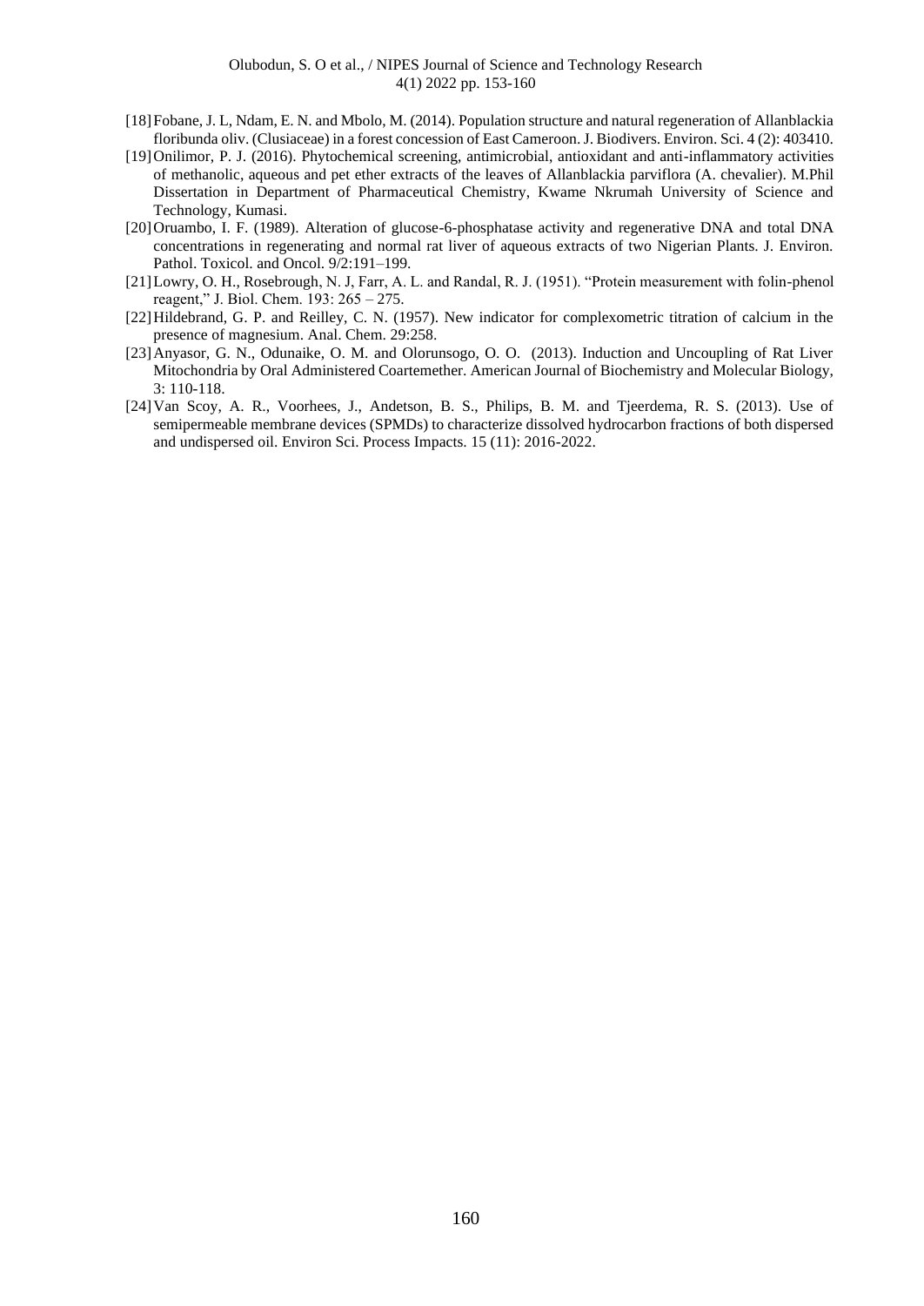[18] Fobane, J. L, Ndam, E. N. and Mbolo, M. (2014). Population structure and natural regeneration of Allanblackia floribunda oliv. (Clusiaceae) in a forest concession of East Cameroon. J. Biodivers. Environ. Sci. 4 (2): 403410.

[19] Onilimor, P. J. (2016). Phytochemical screening, antimicrobial, antioxidant and anti-inflammatory activities of methanolic, aqueous and pet ether extracts of the leaves of Allanblackia parviflora (A. chevalier). M.Phil Dissertation in Department of Pharmaceutical Chemistry, Kwame Nkrumah University of Science and Technology, Kumasi.

[20] Oruambo, I. F. (1989). Alteration of glucose-6-phosphatase activity and regenerative DNA and total DNA concentrations in regenerating and normal rat liver of aqueous extracts of two Nigerian Plants. J. Environ. Pathol. Toxicol. and Oncol. 9/2:191–199.

[21] Lowry, O. H., Rosebrough, N. J, Farr, A. L. and Randal, R. J. (1951). "Protein measurement with folin-phenol reagent," J. Biol. Chem. 193: 265 – 275.

[22] Hildebrand, G. P. and Reilley, C. N. (1957). New indicator for complexometric titration of calcium in the presence of magnesium. Anal. Chem. 29:258.

[23] Anyasor, G. N., Odunaike, O. M. and Olorunsogo, O. O. (2013). Induction and Uncoupling of Rat Liver Mitochondria by Oral Administered Coartemether. American Journal of Biochemistry and Molecular Biology, 3: 110-118.

[24] Van Scoy, A. R., Voorhees, J., Andetson, B. S., Philips, B. M. and Tjeerdema, R. S. (2013). Use of semipermeable membrane devices (SPMDs) to characterize dissolved hydrocarbon fractions of both dispersed and undispersed oil. Environ Sci. Process Impacts. 15 (11): 2016-2022.